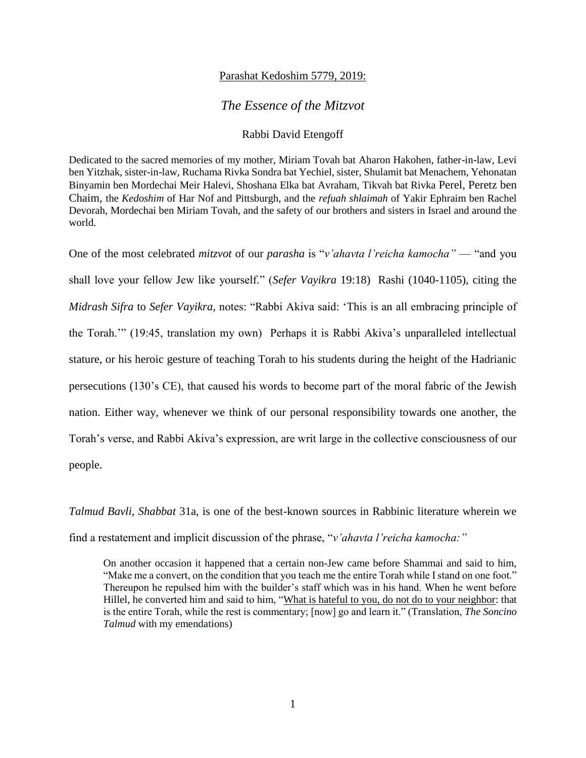Parashat Kedoshim 5779, 2019:

# *The Essence of the Mitzvot*

Rabbi David Etengoff

Dedicated to the sacred memories of my mother, Miriam Tovah bat Aharon Hakohen, father-in-law, Levi ben Yitzhak, sister-in-law, Ruchama Rivka Sondra bat Yechiel, sister, Shulamit bat Menachem, Yehonatan Binyamin ben Mordechai Meir Halevi, Shoshana Elka bat Avraham, Tikvah bat Rivka Perel, Peretz ben Chaim, the *Kedoshim* of Har Nof and Pittsburgh, and the *refuah shlaimah* of Yakir Ephraim ben Rachel Devorah, Mordechai ben Miriam Tovah, and the safety of our brothers and sisters in Israel and around the world.

One of the most celebrated *mitzvot* of our *parasha* is "*v'ahavta l'reicha kamocha"* — "and you shall love your fellow Jew like yourself." (*Sefer Vayikra* 19:18) Rashi (1040-1105), citing the *Midrash Sifra* to *Sefer Vayikra*, notes: "Rabbi Akiva said: 'This is an all embracing principle of the Torah.'" (19:45, translation my own) Perhaps it is Rabbi Akiva's unparalleled intellectual stature, or his heroic gesture of teaching Torah to his students during the height of the Hadrianic persecutions (130's CE), that caused his words to become part of the moral fabric of the Jewish nation. Either way, whenever we think of our personal responsibility towards one another, the Torah's verse, and Rabbi Akiva's expression, are writ large in the collective consciousness of our people.

*Talmud Bavli, Shabbat* 31a, is one of the best-known sources in Rabbinic literature wherein we find a restatement and implicit discussion of the phrase, "*v'ahavta l'reicha kamocha:"*

> On another occasion it happened that a certain non-Jew came before Shammai and said to him, "Make me a convert, on the condition that you teach me the entire Torah while I stand on one foot." Thereupon he repulsed him with the builder's staff which was in his hand. When he went before Hillel, he converted him and said to him, "<u>What is hateful to you, do not do to your neighbor</u>: that is the entire Torah, while the rest is commentary; [now] go and learn it." (Translation, *The Soncino Talmud* with my emendations)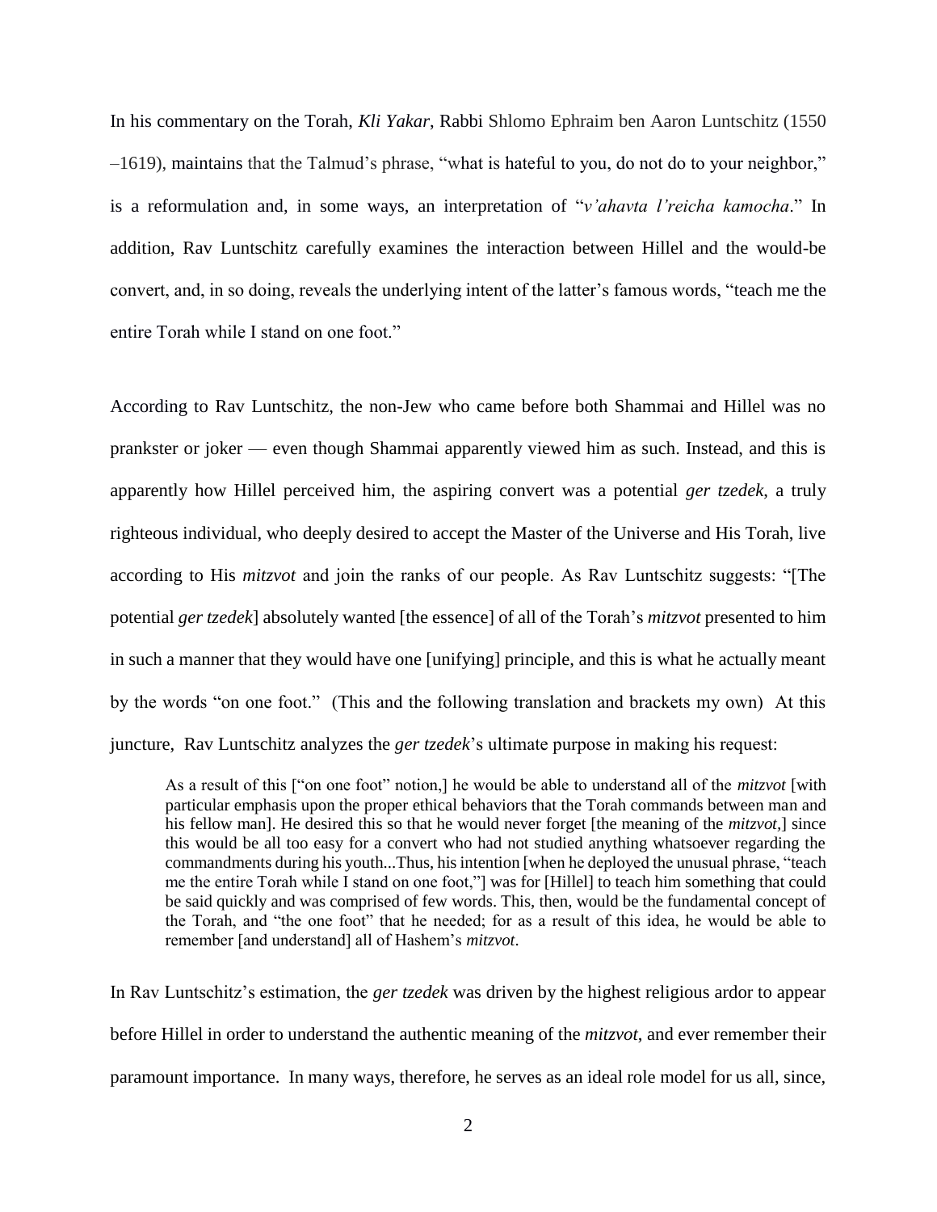In his commentary on the Torah, *Kli Yakar*, Rabbi Shlomo Ephraim ben Aaron Luntschitz (1550 –1619), maintains that the Talmud's phrase, "what is hateful to you, do not do to your neighbor," is a reformulation and, in some ways, an interpretation of "*v'ahavta l'reicha kamocha*." In addition, Rav Luntschitz carefully examines the interaction between Hillel and the would-be convert, and, in so doing, reveals the underlying intent of the latter's famous words, "teach me the entire Torah while I stand on one foot."

According to Rav Luntschitz, the non-Jew who came before both Shammai and Hillel was no prankster or joker — even though Shammai apparently viewed him as such. Instead, and this is apparently how Hillel perceived him, the aspiring convert was a potential *ger tzedek*, a truly righteous individual, who deeply desired to accept the Master of the Universe and His Torah, live according to His *mitzvot* and join the ranks of our people. As Rav Luntschitz suggests: "[The potential *ger tzedek*] absolutely wanted [the essence] of all of the Torah's *mitzvot* presented to him in such a manner that they would have one [unifying] principle, and this is what he actually meant by the words "on one foot." (This and the following translation and brackets my own) At this juncture, Rav Luntschitz analyzes the *ger tzedek*'s ultimate purpose in making his request:

> As a result of this ["on one foot" notion,] he would be able to understand all of the *mitzvot* [with particular emphasis upon the proper ethical behaviors that the Torah commands between man and his fellow man]. He desired this so that he would never forget [the meaning of the *mitzvot*,] since this would be all too easy for a convert who had not studied anything whatsoever regarding the commandments during his youth...Thus, his intention [when he deployed the unusual phrase, "teach me the entire Torah while I stand on one foot,"] was for [Hillel] to teach him something that could be said quickly and was comprised of few words. This, then, would be the fundamental concept of the Torah, and "the one foot" that he needed; for as a result of this idea, he would be able to remember [and understand] all of Hashem's *mitzvot*.

In Rav Luntschitz's estimation, the *ger tzedek* was driven by the highest religious ardor to appear before Hillel in order to understand the authentic meaning of the *mitzvot*, and ever remember their paramount importance. In many ways, therefore, he serves as an ideal role model for us all, since,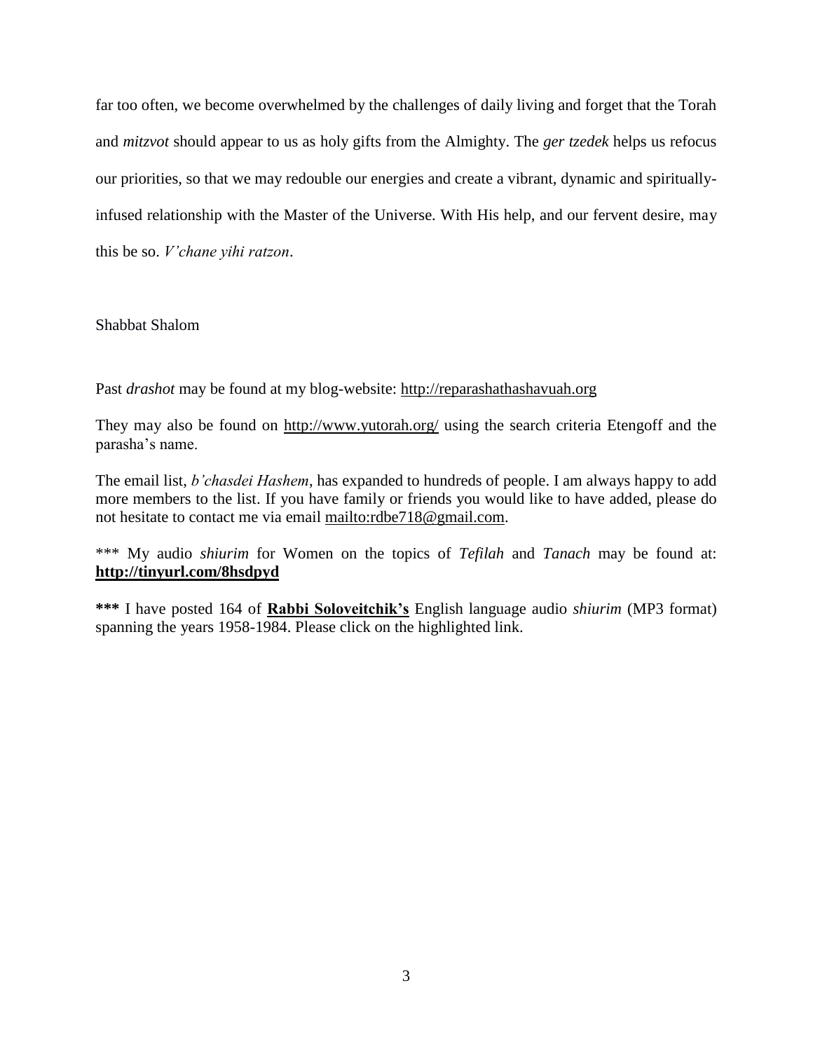far too often, we become overwhelmed by the challenges of daily living and forget that the Torah and *mitzvot* should appear to us as holy gifts from the Almighty. The *ger tzedek* helps us refocus our priorities, so that we may redouble our energies and create a vibrant, dynamic and spiritually-infused relationship with the Master of the Universe. With His help, and our fervent desire, may this be so. *V'chane yihi ratzon*.

Shabbat Shalom

Past *drashot* may be found at my blog-website: http://reparashathashavuah.org

They may also be found on http://www.yutorah.org/ using the search criteria Etengoff and the parasha's name.

The email list, *b'chasdei Hashem*, has expanded to hundreds of people. I am always happy to add more members to the list. If you have family or friends you would like to have added, please do not hesitate to contact me via email mailto:rdbe718@gmail.com.

\*\*\* My audio *shiurim* for Women on the topics of *Tefilah* and *Tanach* may be found at: **http://tinyurl.com/8hsdpyd**

**\*\*\*** I have posted 164 of **Rabbi Soloveitchik's** English language audio *shiurim* (MP3 format) spanning the years 1958-1984. Please click on the highlighted link.